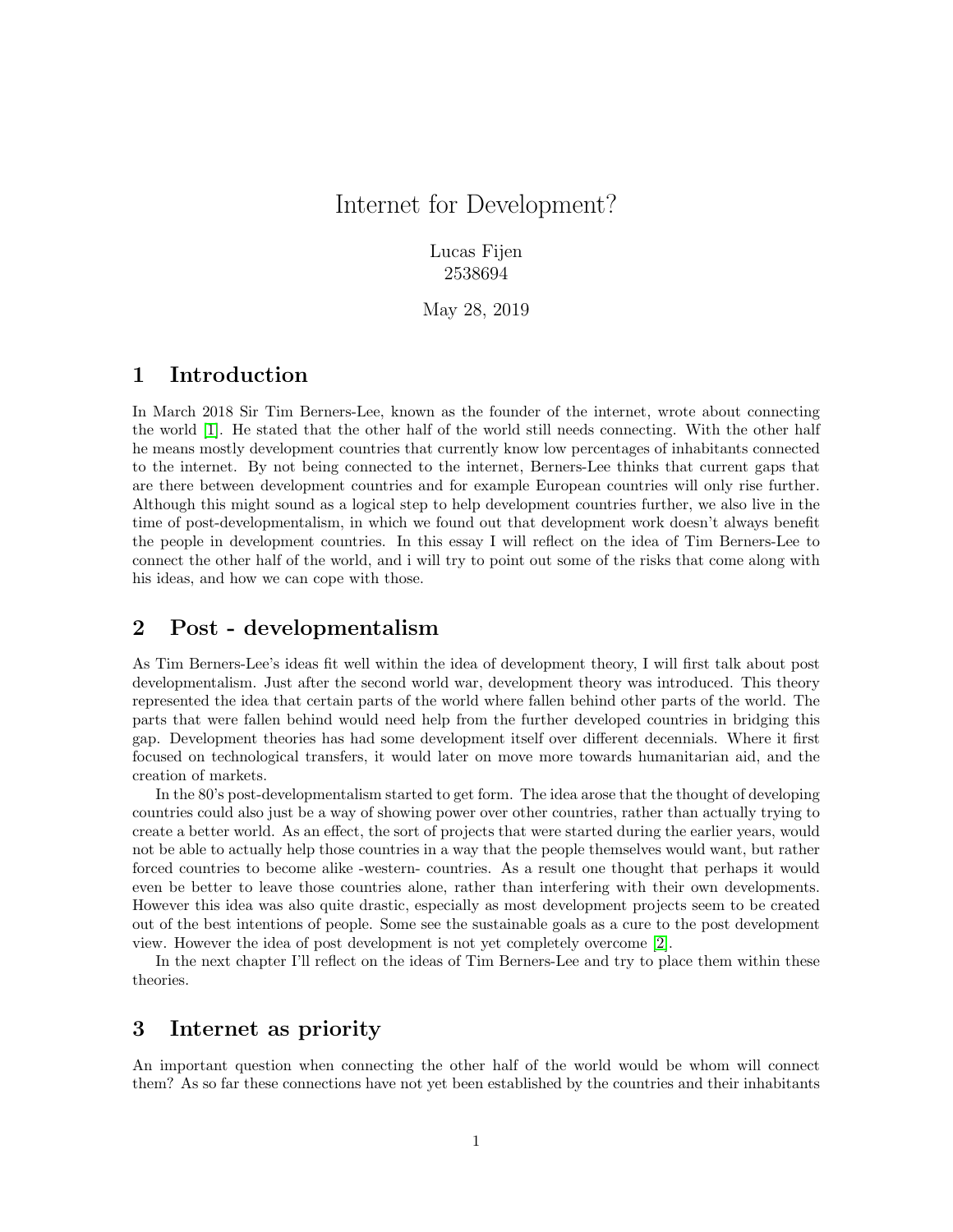# Internet for Development?

Lucas Fijen
2538694

May 28, 2019

## 1 Introduction

In March 2018 Sir Tim Berners-Lee, known as the founder of the internet, wrote about connecting the world [1]. He stated that the other half of the world still needs connecting. With the other half he means mostly development countries that currently know low percentages of inhabitants connected to the internet. By not being connected to the internet, Berners-Lee thinks that current gaps that are there between development countries and for example European countries will only rise further. Although this might sound as a logical step to help development countries further, we also live in the time of post-developmentalism, in which we found out that development work doesn't always benefit the people in development countries. In this essay I will reflect on the idea of Tim Berners-Lee to connect the other half of the world, and i will try to point out some of the risks that come along with his ideas, and how we can cope with those.

## 2 Post - developmentalism

As Tim Berners-Lee's ideas fit well within the idea of development theory, I will first talk about post developmentalism. Just after the second world war, development theory was introduced. This theory represented the idea that certain parts of the world where fallen behind other parts of the world. The parts that were fallen behind would need help from the further developed countries in bridging this gap. Development theories has had some development itself over different decennials. Where it first focused on technological transfers, it would later on move more towards humanitarian aid, and the creation of markets.

In the 80's post-developmentalism started to get form. The idea arose that the thought of developing countries could also just be a way of showing power over other countries, rather than actually trying to create a better world. As an effect, the sort of projects that were started during the earlier years, would not be able to actually help those countries in a way that the people themselves would want, but rather forced countries to become alike -western- countries. As a result one thought that perhaps it would even be better to leave those countries alone, rather than interfering with their own developments. However this idea was also quite drastic, especially as most development projects seem to be created out of the best intentions of people. Some see the sustainable goals as a cure to the post development view. However the idea of post development is not yet completely overcome [2].

In the next chapter I'll reflect on the ideas of Tim Berners-Lee and try to place them within these theories.

## 3 Internet as priority

An important question when connecting the other half of the world would be whom will connect them? As so far these connections have not yet been established by the countries and their inhabitants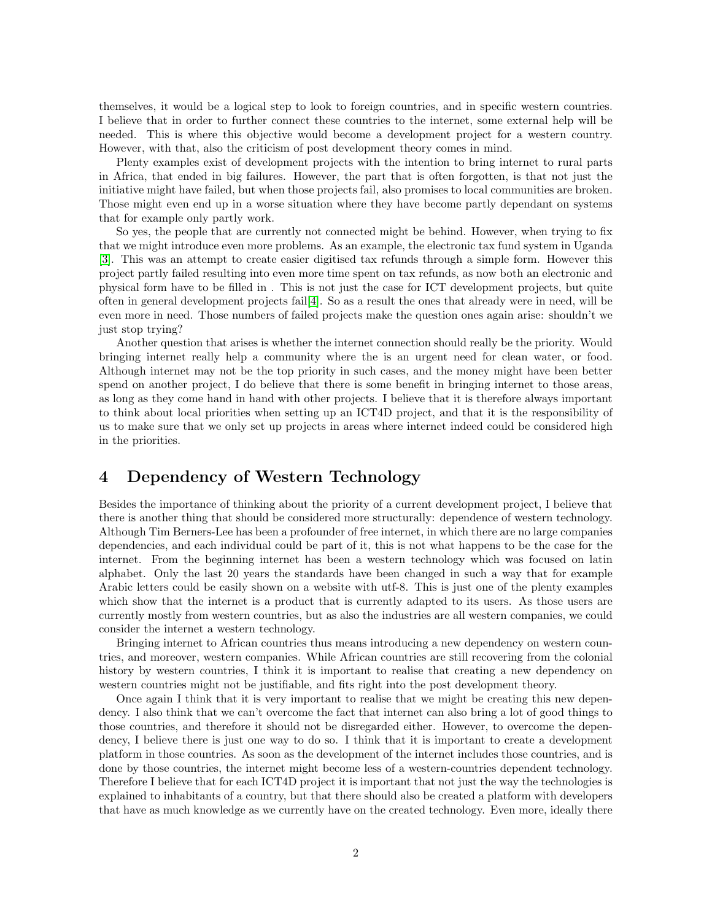themselves, it would be a logical step to look to foreign countries, and in specific western countries. I believe that in order to further connect these countries to the internet, some external help will be needed. This is where this objective would become a development project for a western country. However, with that, also the criticism of post development theory comes in mind.

Plenty examples exist of development projects with the intention to bring internet to rural parts in Africa, that ended in big failures. However, the part that is often forgotten, is that not just the initiative might have failed, but when those projects fail, also promises to local communities are broken. Those might even end up in a worse situation where they have become partly dependant on systems that for example only partly work.

So yes, the people that are currently not connected might be behind. However, when trying to fix that we might introduce even more problems. As an example, the electronic tax fund system in Uganda [3]. This was an attempt to create easier digitised tax refunds through a simple form. However this project partly failed resulting into even more time spent on tax refunds, as now both an electronic and physical form have to be filled in . This is not just the case for ICT development projects, but quite often in general development projects fail[4]. So as a result the ones that already were in need, will be even more in need. Those numbers of failed projects make the question ones again arise: shouldn't we just stop trying?

Another question that arises is whether the internet connection should really be the priority. Would bringing internet really help a community where the is an urgent need for clean water, or food. Although internet may not be the top priority in such cases, and the money might have been better spend on another project, I do believe that there is some benefit in bringing internet to those areas, as long as they come hand in hand with other projects. I believe that it is therefore always important to think about local priorities when setting up an ICT4D project, and that it is the responsibility of us to make sure that we only set up projects in areas where internet indeed could be considered high in the priorities.

# 4 Dependency of Western Technology

Besides the importance of thinking about the priority of a current development project, I believe that there is another thing that should be considered more structurally: dependence of western technology. Although Tim Berners-Lee has been a profounder of free internet, in which there are no large companies dependencies, and each individual could be part of it, this is not what happens to be the case for the internet. From the beginning internet has been a western technology which was focused on latin alphabet. Only the last 20 years the standards have been changed in such a way that for example Arabic letters could be easily shown on a website with utf-8. This is just one of the plenty examples which show that the internet is a product that is currently adapted to its users. As those users are currently mostly from western countries, but as also the industries are all western companies, we could consider the internet a western technology.

Bringing internet to African countries thus means introducing a new dependency on western countries, and moreover, western companies. While African countries are still recovering from the colonial history by western countries, I think it is important to realise that creating a new dependency on western countries might not be justifiable, and fits right into the post development theory.

Once again I think that it is very important to realise that we might be creating this new dependency. I also think that we can't overcome the fact that internet can also bring a lot of good things to those countries, and therefore it should not be disregarded either. However, to overcome the dependency, I believe there is just one way to do so. I think that it is important to create a development platform in those countries. As soon as the development of the internet includes those countries, and is done by those countries, the internet might become less of a western-countries dependent technology. Therefore I believe that for each ICT4D project it is important that not just the way the technologies is explained to inhabitants of a country, but that there should also be created a platform with developers that have as much knowledge as we currently have on the created technology. Even more, ideally there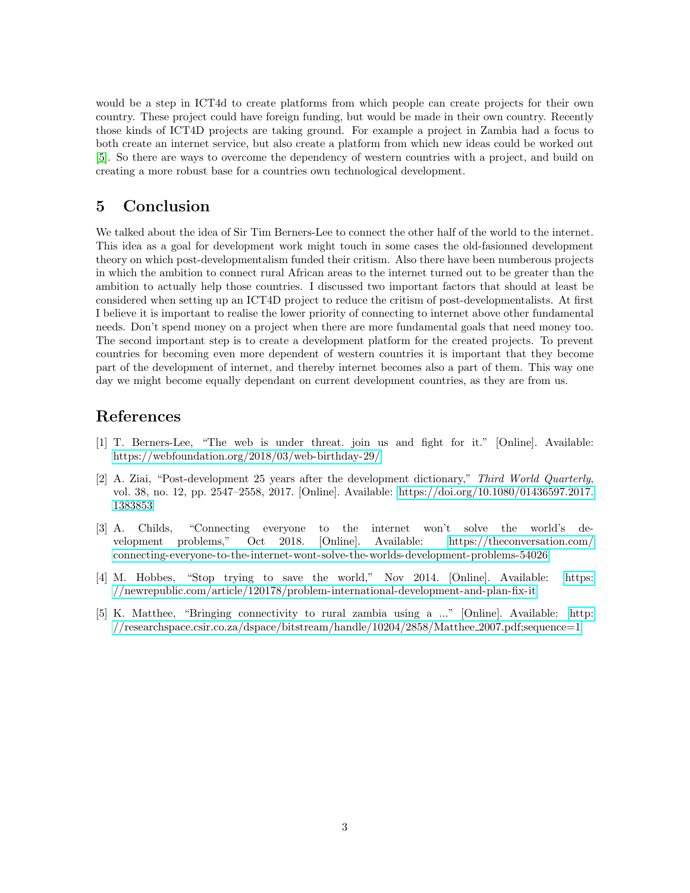would be a step in ICT4d to create platforms from which people can create projects for their own country. These project could have foreign funding, but would be made in their own country. Recently those kinds of ICT4D projects are taking ground. For example a project in Zambia had a focus to both create an internet service, but also create a platform from which new ideas could be worked out [5]. So there are ways to overcome the dependency of western countries with a project, and build on creating a more robust base for a countries own technological development.

## 5 Conclusion

We talked about the idea of Sir Tim Berners-Lee to connect the other half of the world to the internet. This idea as a goal for development work might touch in some cases the old-fasionned development theory on which post-developmentalism funded their critism. Also there have been numberous projects in which the ambition to connect rural African areas to the internet turned out to be greater than the ambition to actually help those countries. I discussed two important factors that should at least be considered when setting up an ICT4D project to reduce the critism of post-developmentalists. At first I believe it is important to realise the lower priority of connecting to internet above other fundamental needs. Don't spend money on a project when there are more fundamental goals that need money too. The second important step is to create a development platform for the created projects. To prevent countries for becoming even more dependent of western countries it is important that they become part of the development of internet, and thereby internet becomes also a part of them. This way one day we might become equally dependant on current development countries, as they are from us.

## References

[1] T. Berners-Lee, "The web is under threat. join us and fight for it." [Online]. Available: https://webfoundation.org/2018/03/web-birthday-29/

[2] A. Ziai, "Post-development 25 years after the development dictionary," *Third World Quarterly*, vol. 38, no. 12, pp. 2547–2558, 2017. [Online]. Available: https://doi.org/10.1080/01436597.2017.1383853

[3] A. Childs, "Connecting everyone to the internet won't solve the world's development problems," Oct 2018. [Online]. Available: https://theconversation.com/connecting-everyone-to-the-internet-wont-solve-the-worlds-development-problems-54026

[4] M. Hobbes, "Stop trying to save the world," Nov 2014. [Online]. Available: https://newrepublic.com/article/120178/problem-international-development-and-plan-fix-it

[5] K. Matthee, "Bringing connectivity to rural zambia using a ..." [Online]. Available: http://researchspace.csir.co.za/dspace/bitstream/handle/10204/2858/Matthee_2007.pdf;sequence=1